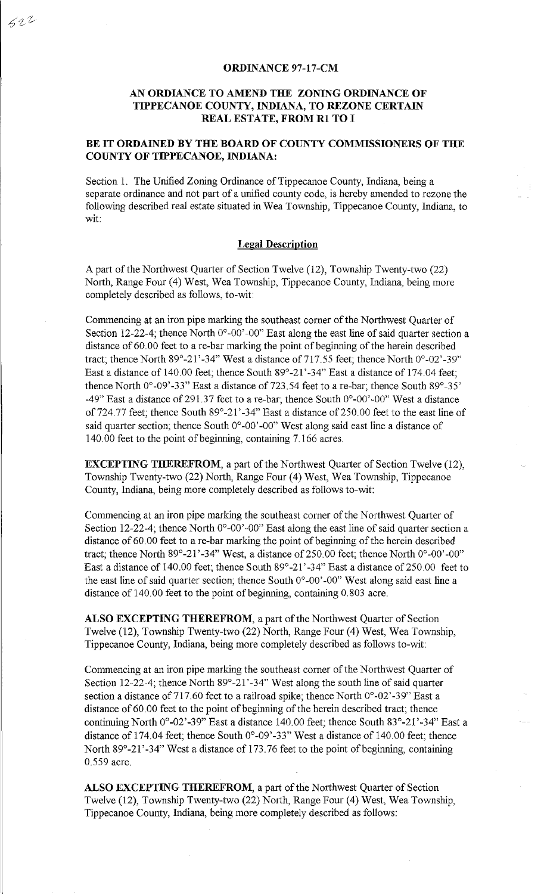# ORDINANCE 97-17-CM

## AN ORDIANCE TO AMEND THE ZONING ORDINANCE OF TIPPECANOE COUNTY, INDIANA, TO REZONE CERTAIN REAL ESTATE, FROM R1 TO I

## BE IT ORDAINED BY THE BOARD OF COUNTY COMMISSIONERS OF THE COUNTY OF TIPPECANOE, INDIANA:

Section 1. The Unified Zoning Ordinance of Tippecanoe County, Indiana, being a separate ordinance and not part of a unified county code, is hereby amended to rezone the following described real estate situated in Wea Township, Tippecanoe County, Indiana, to wit:

### Legal Description

A part of the Northwest Quarter of Section Twelve (12), Township Twenty-two (22) North, Range Four (4) West, Wea Township, Tippecanoe County, Indiana, being more completely described as follows, to-wit:

Commencing at an iron pipe marking the southeast corner of the Northwest Quarter of Section 12-22-4; thence North 0°-00'-00" East along the east line of said quarter section a distance of 60.00 feet to a re-bar marking the point of beginning of the herein described tract; thence North 89°-21'-34" West a distance of 717.55 feet; thence North 0°-02'-39" East a distance of 140.00 feet; thence South 89°-21'-34" East a distance of 174.04 feet; thence North 0°-09'-33" East a distance of 723.54 feet to a re-bar; thence South 89°-35' -49" East a distance of 291.37 feet to a re-bar; thence South 0°-00'-00" West a distance of 724.77 feet; thence South 89°-21'-34" East a distance of 250.00 feet to the east line of said quarter section; thence South 0°-00'-00" West along said east line a distance of 140.00 feet to the point of beginning, containing 7.166 acres.

**EXCEPTING THEREFROM**, a part of the Northwest Quarter of Section Twelve (12), Township Twenty-two (22) North, Range Four (4) West, Wea Township, Tippecanoe County, Indiana, being more completely described as follows to-wit:

Commencing at an iron pipe marking the southeast corner of the Northwest Quarter of Section 12-22-4; thence North 0°-00'-00" East along the east line of said quarter section a distance of 60.00 feet to a re-bar marking the point of beginning of the herein described tract; thence North 89°-21'-34" West, a distance of 250.00 feet; thence North 0°-00'-00" East a distance of 140.00 feet; thence South 89°-21'-34" East a distance of 250.00 feet to the east line of said quarter section; thence South 0°-00'-00" West along said east line a distance of 140.00 feet to the point of beginning, containing 0.803 acre.

**ALSO EXCEPTING THEREFROM**, a part of the Northwest Quarter of Section Twelve (12), Township Twenty-two (22) North, Range Four (4) West, Wea Township, Tippecanoe County, Indiana, being more completely described as follows to-wit:

Commencing at an iron pipe marking the southeast corner of the Northwest Quarter of Section 12-22-4; thence North 89°-21'-34" West along the south line of said quarter section a distance of 717.60 feet to a railroad spike; thence North 0°-02'-39" East a distance of 60.00 feet to the point of beginning of the herein described tract; thence continuing North 0°-02'-39" East a distance 140.00 feet; thence South 83°-21'-34" East a distance of 174.04 feet; thence South 0°-09'-33" West a distance of 140.00 feet; thence North 89°-21'-34" West a distance of 173.76 feet to the point of beginning, containing 0.559 acre.

**ALSO EXCEPTING THEREFROM**, a part of the Northwest Quarter of Section Twelve (12), Township Twenty-two (22) North, Range Four (4) West, Wea Township, Tippecanoe County, Indiana, being more completely described as follows: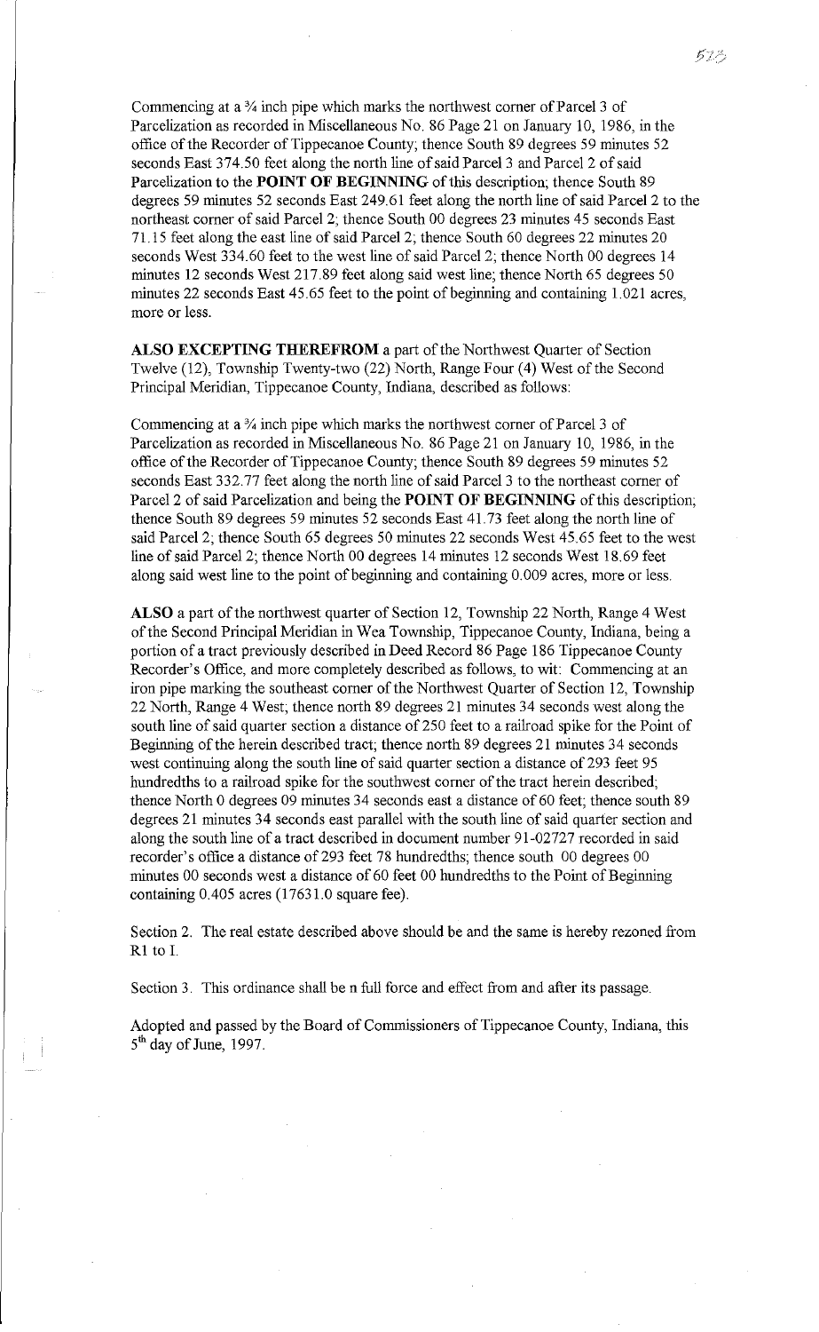Commencing at a ¾ inch pipe which marks the northwest corner of Parcel 3 of Parcelization as recorded in Miscellaneous No. 86 Page 21 on January 10, 1986, in the office of the Recorder of Tippecanoe County; thence South 89 degrees 59 minutes 52 seconds East 374.50 feet along the north line of said Parcel 3 and Parcel 2 of said Parcelization to the **POINT OF BEGINNING** of this description; thence South 89 degrees 59 minutes 52 seconds East 249.61 feet along the north line of said Parcel 2 to the northeast corner of said Parcel 2; thence South 00 degrees 23 minutes 45 seconds East 71.15 feet along the east line of said Parcel 2; thence South 60 degrees 22 minutes 20 seconds West 334.60 feet to the west line of said Parcel 2; thence North 00 degrees 14 minutes 12 seconds West 217.89 feet along said west line; thence North 65 degrees 50 minutes 22 seconds East 45.65 feet to the point of beginning and containing 1.021 acres, more or less.

**ALSO EXCEPTING THEREFROM** a part of the Northwest Quarter of Section Twelve (12), Township Twenty-two (22) North, Range Four (4) West of the Second Principal Meridian, Tippecanoe County, Indiana, described as follows:

Commencing at a ¾ inch pipe which marks the northwest corner of Parcel 3 of Parcelization as recorded in Miscellaneous No. 86 Page 21 on January 10, 1986, in the office of the Recorder of Tippecanoe County; thence South 89 degrees 59 minutes 52 seconds East 332.77 feet along the north line of said Parcel 3 to the northeast corner of Parcel 2 of said Parcelization and being the **POINT OF BEGINNING** of this description; thence South 89 degrees 59 minutes 52 seconds East 41.73 feet along the north line of said Parcel 2; thence South 65 degrees 50 minutes 22 seconds West 45.65 feet to the west line of said Parcel 2; thence North 00 degrees 14 minutes 12 seconds West 18.69 feet along said west line to the point of beginning and containing 0.009 acres, more or less.

**ALSO** a part of the northwest quarter of Section 12, Township 22 North, Range 4 West of the Second Principal Meridian in Wea Township, Tippecanoe County, Indiana, being a portion of a tract previously described in Deed Record 86 Page 186 Tippecanoe County Recorder's Office, and more completely described as follows, to wit: Commencing at an iron pipe marking the southeast corner of the Northwest Quarter of Section 12, Township 22 North, Range 4 West; thence north 89 degrees 21 minutes 34 seconds west along the south line of said quarter section a distance of 250 feet to a railroad spike for the Point of Beginning of the herein described tract; thence north 89 degrees 21 minutes 34 seconds west continuing along the south line of said quarter section a distance of 293 feet 95 hundredths to a railroad spike for the southwest corner of the tract herein described; thence North 0 degrees 09 minutes 34 seconds east a distance of 60 feet; thence south 89 degrees 21 minutes 34 seconds east parallel with the south line of said quarter section and along the south line of a tract described in document number 91-02727 recorded in said recorder's office a distance of 293 feet 78 hundredths; thence south 00 degrees 00 minutes 00 seconds west a distance of 60 feet 00 hundredths to the Point of Beginning containing 0.405 acres (17631.0 square fee).

Section 2. The real estate described above should be and the same is hereby rezoned from R1 to I.

Section 3. This ordinance shall be n full force and effect from and after its passage.

Adopted and passed by the Board of Commissioners of Tippecanoe County, Indiana, this 5th day of June, 1997.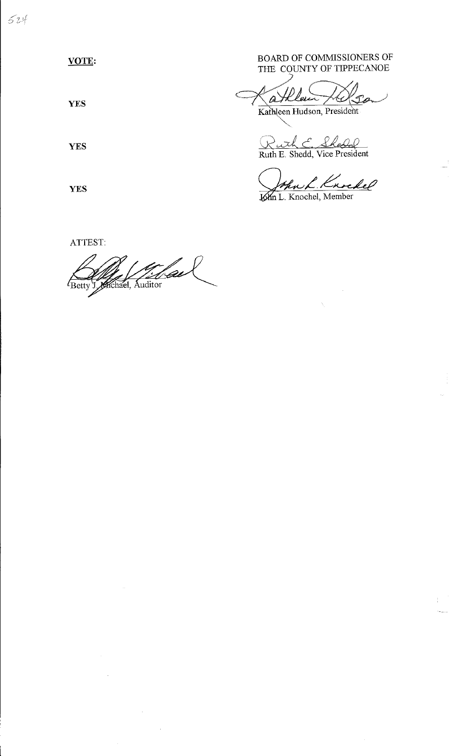**VOTE:**

BOARD OF COMMISSIONERS OF THE COUNTY OF TIPPECANOE

| | |
|---|---|
| YES | Kathleen Hudson, President |
| YES | Ruth E. Shedd, Vice President |
| YES | John L. Knochel, Member |

ATTEST:

Betty J. Michael, Auditor